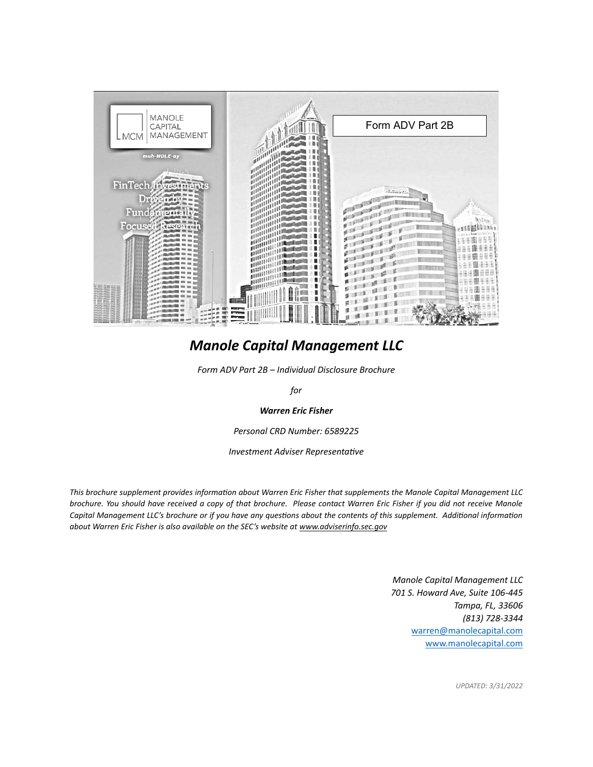MANOLE CAPITAL MANAGEMENT

MCM

*mah-NOLE-ay*

FinTech Investments Driven by Fundamentally Focused Research

Form ADV Part 2B

# *Manole Capital Management LLC*

*Form ADV Part 2B – Individual Disclosure Brochure*

*for*

***Warren Eric Fisher***

*Personal CRD Number: 6589225*

*Investment Adviser Representative*

*This brochure supplement provides information about Warren Eric Fisher that supplements the Manole Capital Management LLC brochure. You should have received a copy of that brochure. Please contact Warren Eric Fisher if you did not receive Manole Capital Management LLC's brochure or if you have any questions about the contents of this supplement. Additional information about Warren Eric Fisher is also available on the SEC's website at www.adviserinfo.sec.gov*

*Manole Capital Management LLC*
*701 S. Howard Ave, Suite 106-445*
*Tampa, FL, 33606*
*(813) 728-3344*
warren@manolecapital.com
www.manolecapital.com

*UPDATED: 3/31/2022*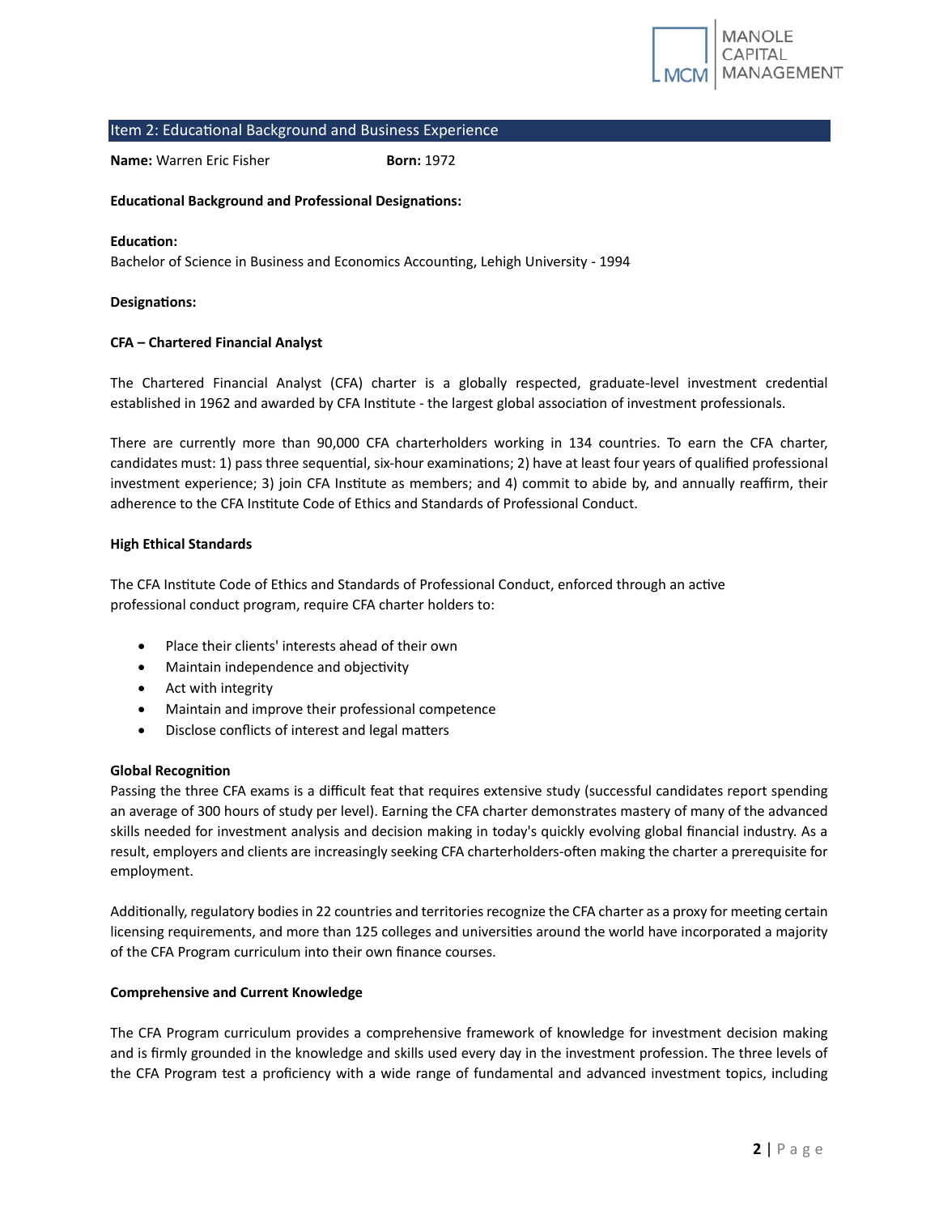## Item 2: Educational Background and Business Experience

**Name:** Warren Eric Fisher **Born:** 1972

**Educational Background and Professional Designations:**

**Education:**
Bachelor of Science in Business and Economics Accounting, Lehigh University - 1994

**Designations:**

**CFA – Chartered Financial Analyst**

The Chartered Financial Analyst (CFA) charter is a globally respected, graduate-level investment credential established in 1962 and awarded by CFA Institute - the largest global association of investment professionals.

There are currently more than 90,000 CFA charterholders working in 134 countries. To earn the CFA charter, candidates must: 1) pass three sequential, six-hour examinations; 2) have at least four years of qualified professional investment experience; 3) join CFA Institute as members; and 4) commit to abide by, and annually reaffirm, their adherence to the CFA Institute Code of Ethics and Standards of Professional Conduct.

**High Ethical Standards**

The CFA Institute Code of Ethics and Standards of Professional Conduct, enforced through an active professional conduct program, require CFA charter holders to:

- Place their clients' interests ahead of their own
- Maintain independence and objectivity
- Act with integrity
- Maintain and improve their professional competence
- Disclose conflicts of interest and legal matters

**Global Recognition**

Passing the three CFA exams is a difficult feat that requires extensive study (successful candidates report spending an average of 300 hours of study per level). Earning the CFA charter demonstrates mastery of many of the advanced skills needed for investment analysis and decision making in today's quickly evolving global financial industry. As a result, employers and clients are increasingly seeking CFA charterholders-often making the charter a prerequisite for employment.

Additionally, regulatory bodies in 22 countries and territories recognize the CFA charter as a proxy for meeting certain licensing requirements, and more than 125 colleges and universities around the world have incorporated a majority of the CFA Program curriculum into their own finance courses.

**Comprehensive and Current Knowledge**

The CFA Program curriculum provides a comprehensive framework of knowledge for investment decision making and is firmly grounded in the knowledge and skills used every day in the investment profession. The three levels of the CFA Program test a proficiency with a wide range of fundamental and advanced investment topics, including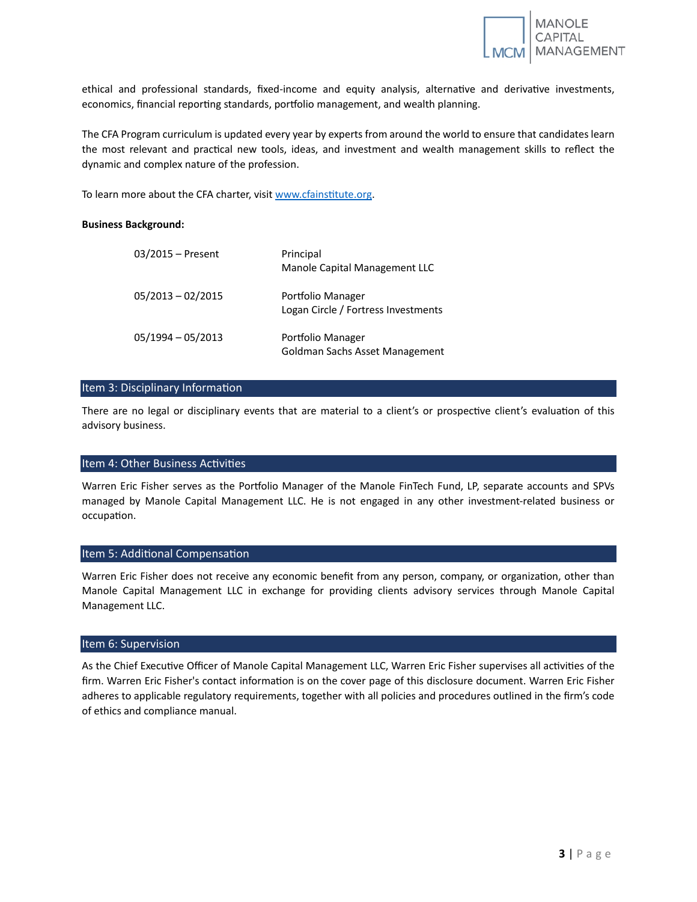ethical and professional standards, fixed-income and equity analysis, alternative and derivative investments, economics, financial reporting standards, portfolio management, and wealth planning.

The CFA Program curriculum is updated every year by experts from around the world to ensure that candidates learn the most relevant and practical new tools, ideas, and investment and wealth management skills to reflect the dynamic and complex nature of the profession.

To learn more about the CFA charter, visit www.cfainstitute.org.

**Business Background:**

| | |
|---|---|
| 03/2015 – Present | Principal<br>Manole Capital Management LLC |
| 05/2013 – 02/2015 | Portfolio Manager<br>Logan Circle / Fortress Investments |
| 05/1994 – 05/2013 | Portfolio Manager<br>Goldman Sachs Asset Management |

## Item 3: Disciplinary Information

There are no legal or disciplinary events that are material to a client's or prospective client's evaluation of this advisory business.

## Item 4: Other Business Activities

Warren Eric Fisher serves as the Portfolio Manager of the Manole FinTech Fund, LP, separate accounts and SPVs managed by Manole Capital Management LLC. He is not engaged in any other investment-related business or occupation.

## Item 5: Additional Compensation

Warren Eric Fisher does not receive any economic benefit from any person, company, or organization, other than Manole Capital Management LLC in exchange for providing clients advisory services through Manole Capital Management LLC.

## Item 6: Supervision

As the Chief Executive Officer of Manole Capital Management LLC, Warren Eric Fisher supervises all activities of the firm. Warren Eric Fisher's contact information is on the cover page of this disclosure document. Warren Eric Fisher adheres to applicable regulatory requirements, together with all policies and procedures outlined in the firm's code of ethics and compliance manual.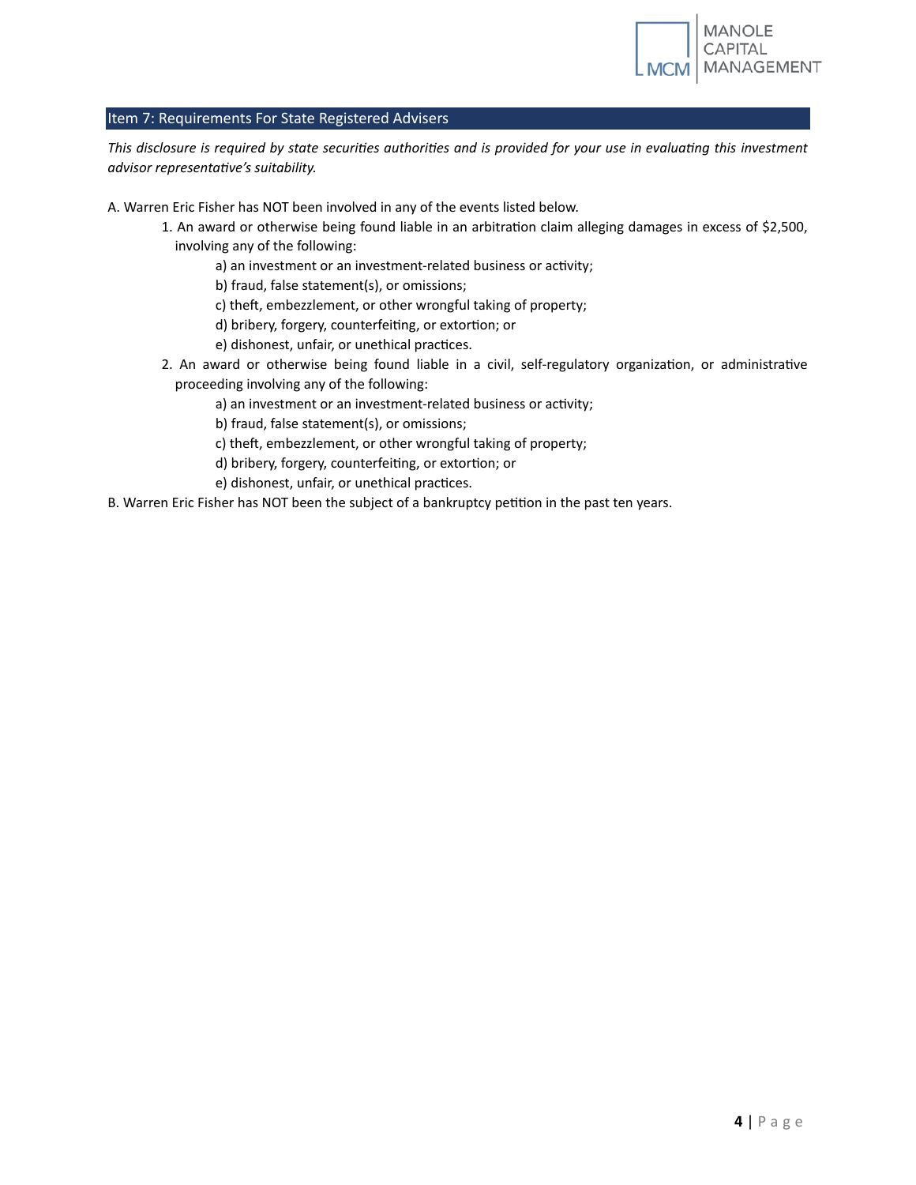## Item 7: Requirements For State Registered Advisers

*This disclosure is required by state securities authorities and is provided for your use in evaluating this investment advisor representative's suitability.*

A. Warren Eric Fisher has NOT been involved in any of the events listed below.

1. An award or otherwise being found liable in an arbitration claim alleging damages in excess of $2,500, involving any of the following:
    - a) an investment or an investment-related business or activity;
    - b) fraud, false statement(s), or omissions;
    - c) theft, embezzlement, or other wrongful taking of property;
    - d) bribery, forgery, counterfeiting, or extortion; or
    - e) dishonest, unfair, or unethical practices.
2. An award or otherwise being found liable in a civil, self-regulatory organization, or administrative proceeding involving any of the following:
    - a) an investment or an investment-related business or activity;
    - b) fraud, false statement(s), or omissions;
    - c) theft, embezzlement, or other wrongful taking of property;
    - d) bribery, forgery, counterfeiting, or extortion; or
    - e) dishonest, unfair, or unethical practices.

B. Warren Eric Fisher has NOT been the subject of a bankruptcy petition in the past ten years.